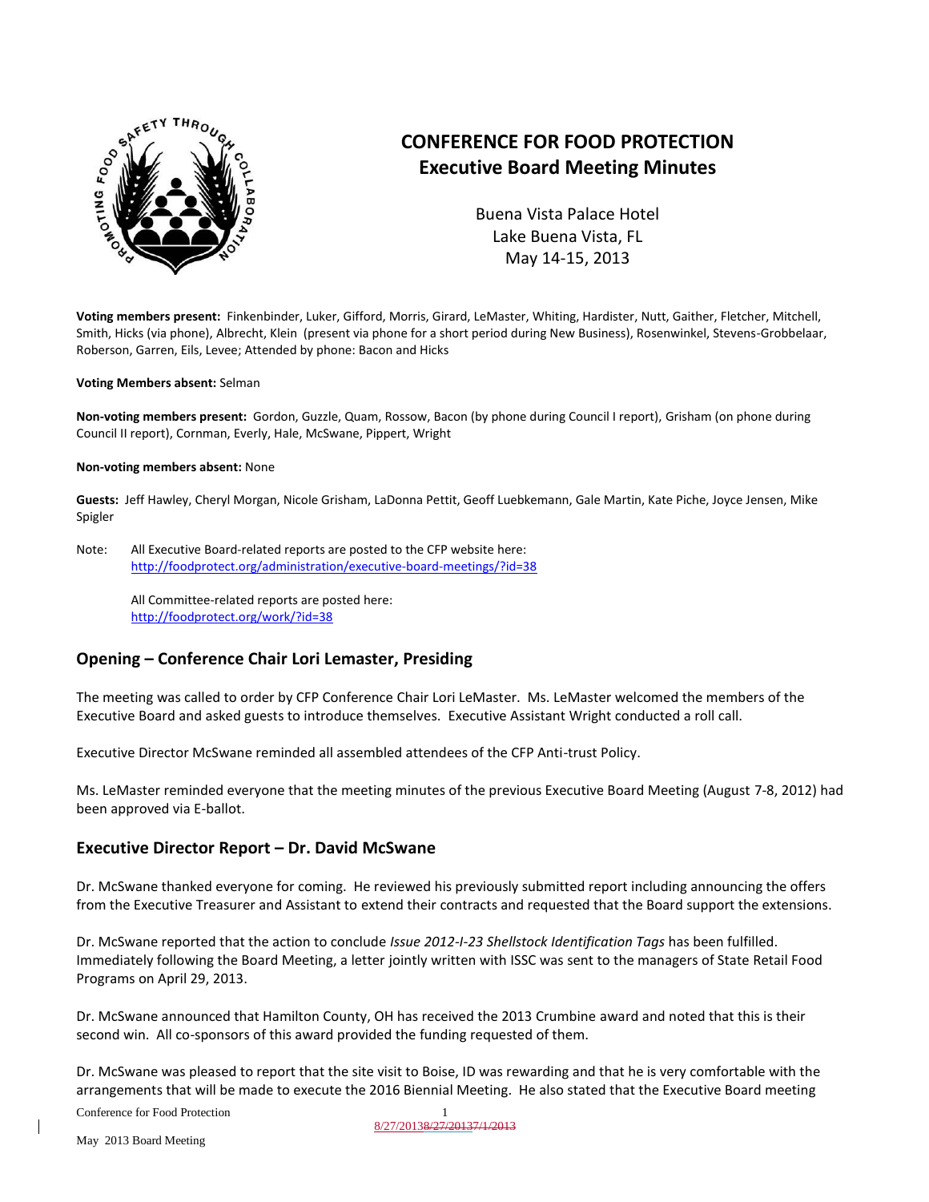# CONFERENCE FOR FOOD PROTECTION
## Executive Board Meeting Minutes

Buena Vista Palace Hotel
Lake Buena Vista, FL
May 14-15, 2013

**Voting members present:** Finkenbinder, Luker, Gifford, Morris, Girard, LeMaster, Whiting, Hardister, Nutt, Gaither, Fletcher, Mitchell, Smith, Hicks (via phone), Albrecht, Klein (present via phone for a short period during New Business), Rosenwinkel, Stevens-Grobbelaar, Roberson, Garren, Eils, Levee; Attended by phone: Bacon and Hicks

**Voting Members absent:** Selman

**Non-voting members present:** Gordon, Guzzle, Quam, Rossow, Bacon (by phone during Council I report), Grisham (on phone during Council II report), Cornman, Everly, Hale, McSwane, Pippert, Wright

**Non-voting members absent:** None

**Guests:** Jeff Hawley, Cheryl Morgan, Nicole Grisham, LaDonna Pettit, Geoff Luebkemann, Gale Martin, Kate Piche, Joyce Jensen, Mike Spigler

Note: All Executive Board-related reports are posted to the CFP website here: http://foodprotect.org/administration/executive-board-meetings/?id=38

All Committee-related reports are posted here: http://foodprotect.org/work/?id=38

## Opening – Conference Chair Lori Lemaster, Presiding

The meeting was called to order by CFP Conference Chair Lori LeMaster. Ms. LeMaster welcomed the members of the Executive Board and asked guests to introduce themselves. Executive Assistant Wright conducted a roll call.

Executive Director McSwane reminded all assembled attendees of the CFP Anti-trust Policy.

Ms. LeMaster reminded everyone that the meeting minutes of the previous Executive Board Meeting (August 7-8, 2012) had been approved via E-ballot.

## Executive Director Report – Dr. David McSwane

Dr. McSwane thanked everyone for coming. He reviewed his previously submitted report including announcing the offers from the Executive Treasurer and Assistant to extend their contracts and requested that the Board support the extensions.

Dr. McSwane reported that the action to conclude *Issue 2012-I-23 Shellstock Identification Tags* has been fulfilled. Immediately following the Board Meeting, a letter jointly written with ISSC was sent to the managers of State Retail Food Programs on April 29, 2013.

Dr. McSwane announced that Hamilton County, OH has received the 2013 Crumbine award and noted that this is their second win. All co-sponsors of this award provided the funding requested of them.

Dr. McSwane was pleased to report that the site visit to Boise, ID was rewarding and that he is very comfortable with the arrangements that will be made to execute the 2016 Biennial Meeting. He also stated that the Executive Board meeting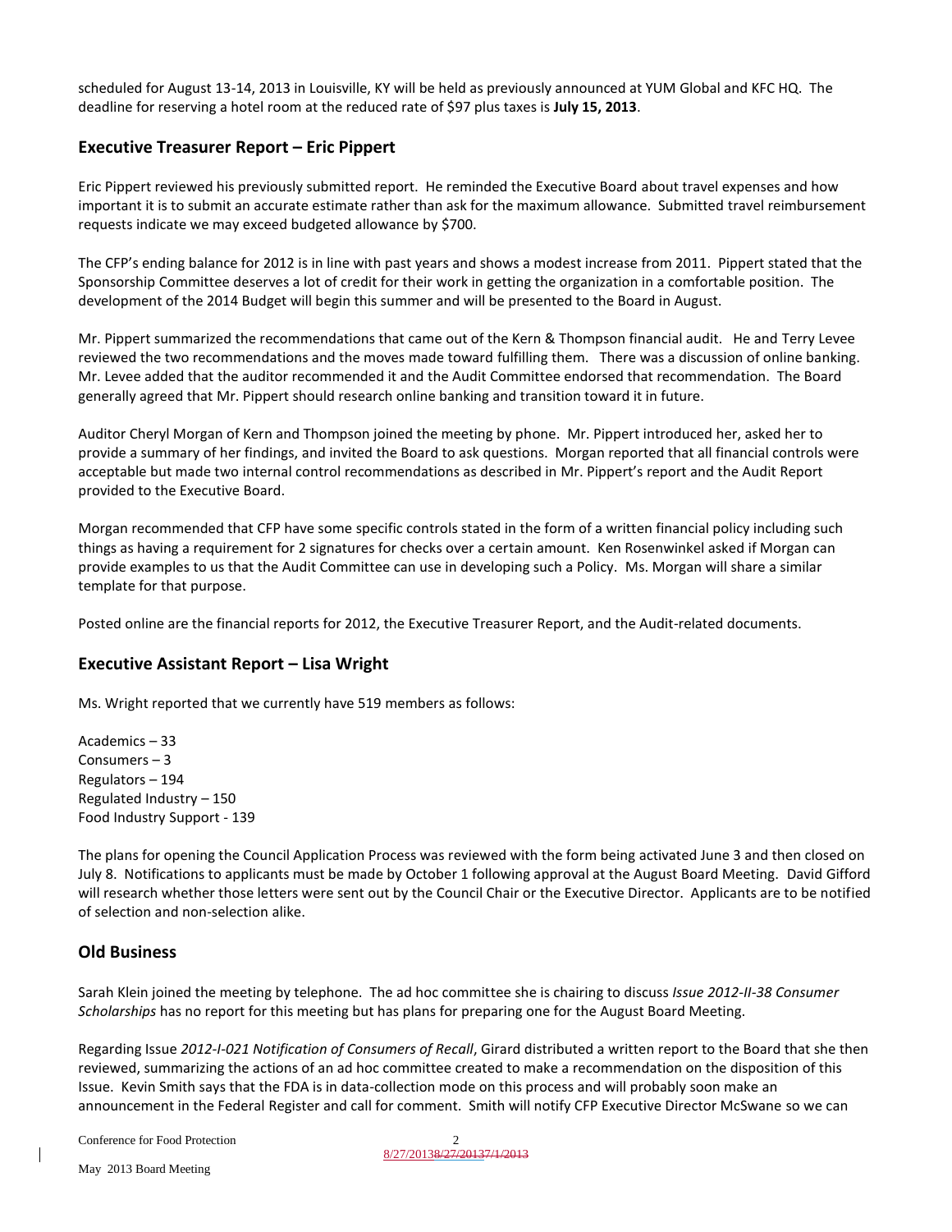scheduled for August 13-14, 2013 in Louisville, KY will be held as previously announced at YUM Global and KFC HQ. The deadline for reserving a hotel room at the reduced rate of $97 plus taxes is **July 15, 2013**.

## Executive Treasurer Report – Eric Pippert

Eric Pippert reviewed his previously submitted report. He reminded the Executive Board about travel expenses and how important it is to submit an accurate estimate rather than ask for the maximum allowance. Submitted travel reimbursement requests indicate we may exceed budgeted allowance by $700.

The CFP's ending balance for 2012 is in line with past years and shows a modest increase from 2011. Pippert stated that the Sponsorship Committee deserves a lot of credit for their work in getting the organization in a comfortable position. The development of the 2014 Budget will begin this summer and will be presented to the Board in August.

Mr. Pippert summarized the recommendations that came out of the Kern & Thompson financial audit. He and Terry Levee reviewed the two recommendations and the moves made toward fulfilling them. There was a discussion of online banking. Mr. Levee added that the auditor recommended it and the Audit Committee endorsed that recommendation. The Board generally agreed that Mr. Pippert should research online banking and transition toward it in future.

Auditor Cheryl Morgan of Kern and Thompson joined the meeting by phone. Mr. Pippert introduced her, asked her to provide a summary of her findings, and invited the Board to ask questions. Morgan reported that all financial controls were acceptable but made two internal control recommendations as described in Mr. Pippert's report and the Audit Report provided to the Executive Board.

Morgan recommended that CFP have some specific controls stated in the form of a written financial policy including such things as having a requirement for 2 signatures for checks over a certain amount. Ken Rosenwinkel asked if Morgan can provide examples to us that the Audit Committee can use in developing such a Policy. Ms. Morgan will share a similar template for that purpose.

Posted online are the financial reports for 2012, the Executive Treasurer Report, and the Audit-related documents.

## Executive Assistant Report – Lisa Wright

Ms. Wright reported that we currently have 519 members as follows:

Academics – 33
Consumers – 3
Regulators – 194
Regulated Industry – 150
Food Industry Support - 139

The plans for opening the Council Application Process was reviewed with the form being activated June 3 and then closed on July 8. Notifications to applicants must be made by October 1 following approval at the August Board Meeting. David Gifford will research whether those letters were sent out by the Council Chair or the Executive Director. Applicants are to be notified of selection and non-selection alike.

## Old Business

Sarah Klein joined the meeting by telephone. The ad hoc committee she is chairing to discuss *Issue 2012-II-38 Consumer Scholarships* has no report for this meeting but has plans for preparing one for the August Board Meeting.

Regarding Issue *2012-I-021 Notification of Consumers of Recall*, Girard distributed a written report to the Board that she then reviewed, summarizing the actions of an ad hoc committee created to make a recommendation on the disposition of this Issue. Kevin Smith says that the FDA is in data-collection mode on this process and will probably soon make an announcement in the Federal Register and call for comment. Smith will notify CFP Executive Director McSwane so we can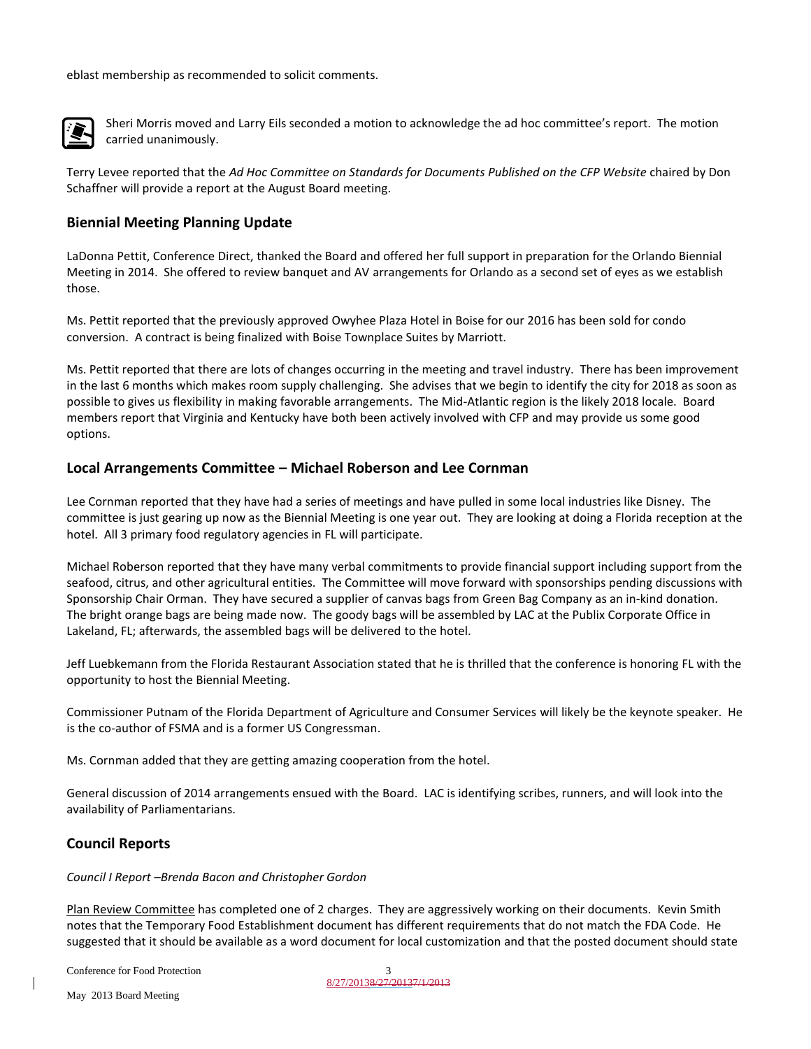eblast membership as recommended to solicit comments.

Sheri Morris moved and Larry Eils seconded a motion to acknowledge the ad hoc committee's report. The motion carried unanimously.

Terry Levee reported that the *Ad Hoc Committee on Standards for Documents Published on the CFP Website* chaired by Don Schaffner will provide a report at the August Board meeting.

## Biennial Meeting Planning Update

LaDonna Pettit, Conference Direct, thanked the Board and offered her full support in preparation for the Orlando Biennial Meeting in 2014. She offered to review banquet and AV arrangements for Orlando as a second set of eyes as we establish those.

Ms. Pettit reported that the previously approved Owyhee Plaza Hotel in Boise for our 2016 has been sold for condo conversion. A contract is being finalized with Boise Townplace Suites by Marriott.

Ms. Pettit reported that there are lots of changes occurring in the meeting and travel industry. There has been improvement in the last 6 months which makes room supply challenging. She advises that we begin to identify the city for 2018 as soon as possible to gives us flexibility in making favorable arrangements. The Mid-Atlantic region is the likely 2018 locale. Board members report that Virginia and Kentucky have both been actively involved with CFP and may provide us some good options.

## Local Arrangements Committee – Michael Roberson and Lee Cornman

Lee Cornman reported that they have had a series of meetings and have pulled in some local industries like Disney. The committee is just gearing up now as the Biennial Meeting is one year out. They are looking at doing a Florida reception at the hotel. All 3 primary food regulatory agencies in FL will participate.

Michael Roberson reported that they have many verbal commitments to provide financial support including support from the seafood, citrus, and other agricultural entities. The Committee will move forward with sponsorships pending discussions with Sponsorship Chair Orman. They have secured a supplier of canvas bags from Green Bag Company as an in-kind donation. The bright orange bags are being made now. The goody bags will be assembled by LAC at the Publix Corporate Office in Lakeland, FL; afterwards, the assembled bags will be delivered to the hotel.

Jeff Luebkemann from the Florida Restaurant Association stated that he is thrilled that the conference is honoring FL with the opportunity to host the Biennial Meeting.

Commissioner Putnam of the Florida Department of Agriculture and Consumer Services will likely be the keynote speaker. He is the co-author of FSMA and is a former US Congressman.

Ms. Cornman added that they are getting amazing cooperation from the hotel.

General discussion of 2014 arrangements ensued with the Board. LAC is identifying scribes, runners, and will look into the availability of Parliamentarians.

## Council Reports

*Council I Report –Brenda Bacon and Christopher Gordon*

Plan Review Committee has completed one of 2 charges. They are aggressively working on their documents. Kevin Smith notes that the Temporary Food Establishment document has different requirements that do not match the FDA Code. He suggested that it should be available as a word document for local customization and that the posted document should state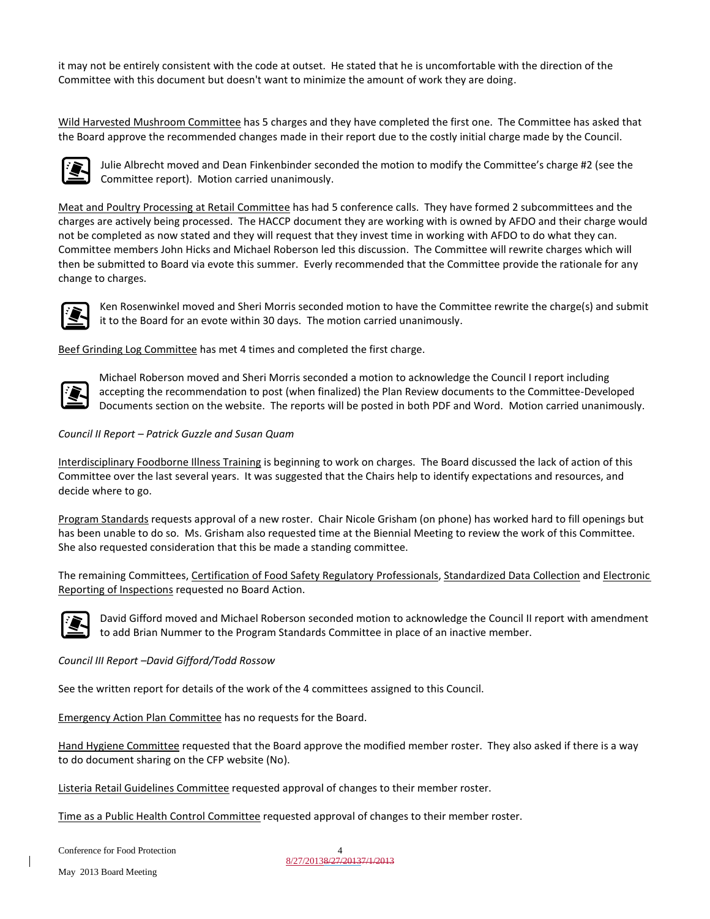it may not be entirely consistent with the code at outset. He stated that he is uncomfortable with the direction of the Committee with this document but doesn't want to minimize the amount of work they are doing.

Wild Harvested Mushroom Committee has 5 charges and they have completed the first one. The Committee has asked that the Board approve the recommended changes made in their report due to the costly initial charge made by the Council.

Julie Albrecht moved and Dean Finkenbinder seconded the motion to modify the Committee's charge #2 (see the Committee report). Motion carried unanimously.

Meat and Poultry Processing at Retail Committee has had 5 conference calls. They have formed 2 subcommittees and the charges are actively being processed. The HACCP document they are working with is owned by AFDO and their charge would not be completed as now stated and they will request that they invest time in working with AFDO to do what they can. Committee members John Hicks and Michael Roberson led this discussion. The Committee will rewrite charges which will then be submitted to Board via evote this summer. Everly recommended that the Committee provide the rationale for any change to charges.

Ken Rosenwinkel moved and Sheri Morris seconded motion to have the Committee rewrite the charge(s) and submit it to the Board for an evote within 30 days. The motion carried unanimously.

Beef Grinding Log Committee has met 4 times and completed the first charge.

Michael Roberson moved and Sheri Morris seconded a motion to acknowledge the Council I report including accepting the recommendation to post (when finalized) the Plan Review documents to the Committee-Developed Documents section on the website. The reports will be posted in both PDF and Word. Motion carried unanimously.

*Council II Report – Patrick Guzzle and Susan Quam*

Interdisciplinary Foodborne Illness Training is beginning to work on charges. The Board discussed the lack of action of this Committee over the last several years. It was suggested that the Chairs help to identify expectations and resources, and decide where to go.

Program Standards requests approval of a new roster. Chair Nicole Grisham (on phone) has worked hard to fill openings but has been unable to do so. Ms. Grisham also requested time at the Biennial Meeting to review the work of this Committee. She also requested consideration that this be made a standing committee.

The remaining Committees, Certification of Food Safety Regulatory Professionals, Standardized Data Collection and Electronic Reporting of Inspections requested no Board Action.

David Gifford moved and Michael Roberson seconded motion to acknowledge the Council II report with amendment to add Brian Nummer to the Program Standards Committee in place of an inactive member.

*Council III Report –David Gifford/Todd Rossow*

See the written report for details of the work of the 4 committees assigned to this Council.

Emergency Action Plan Committee has no requests for the Board.

Hand Hygiene Committee requested that the Board approve the modified member roster. They also asked if there is a way to do document sharing on the CFP website (No).

Listeria Retail Guidelines Committee requested approval of changes to their member roster.

Time as a Public Health Control Committee requested approval of changes to their member roster.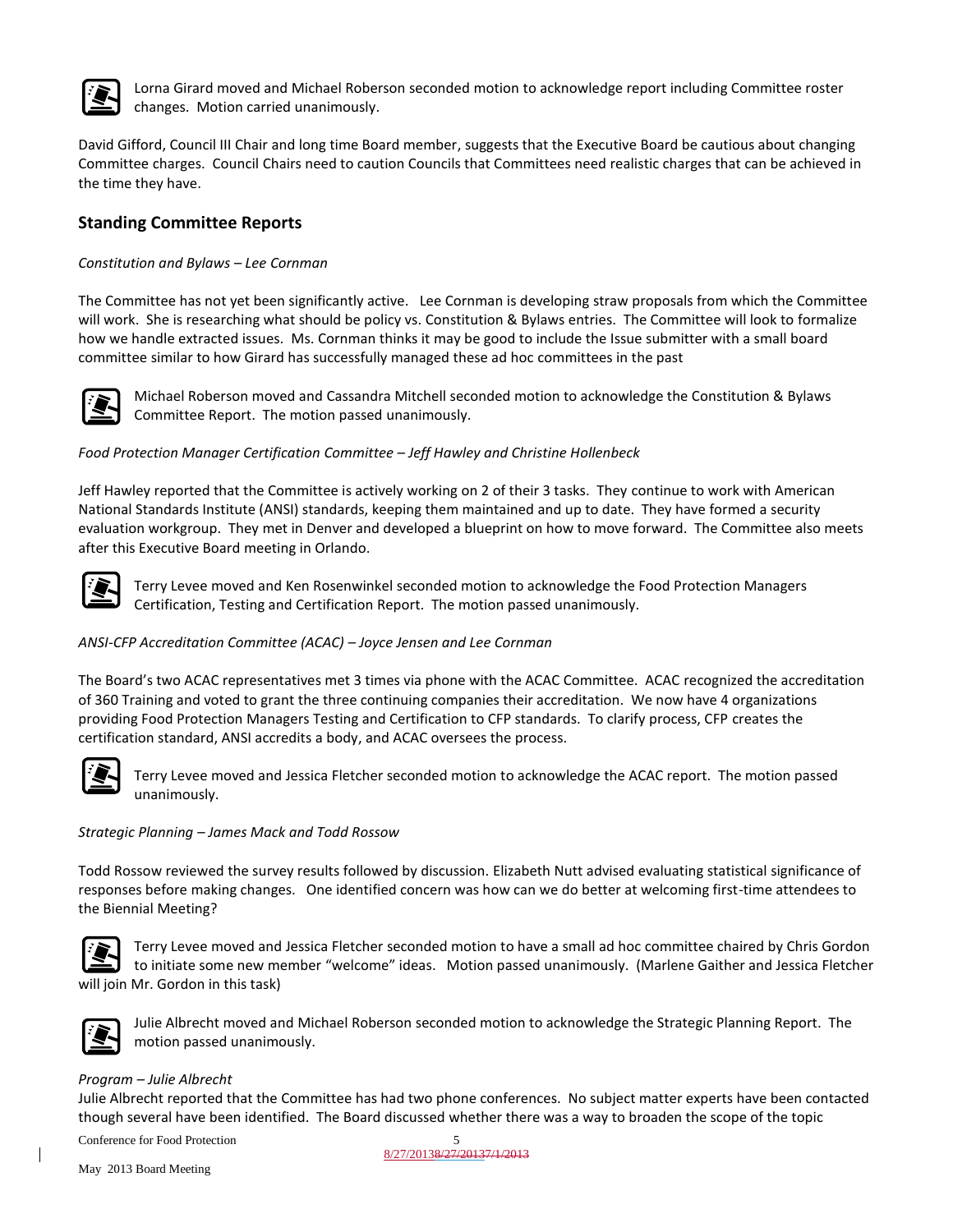Lorna Girard moved and Michael Roberson seconded motion to acknowledge report including Committee roster changes. Motion carried unanimously.

David Gifford, Council III Chair and long time Board member, suggests that the Executive Board be cautious about changing Committee charges. Council Chairs need to caution Councils that Committees need realistic charges that can be achieved in the time they have.

## Standing Committee Reports

*Constitution and Bylaws – Lee Cornman*

The Committee has not yet been significantly active. Lee Cornman is developing straw proposals from which the Committee will work. She is researching what should be policy vs. Constitution & Bylaws entries. The Committee will look to formalize how we handle extracted issues. Ms. Cornman thinks it may be good to include the Issue submitter with a small board committee similar to how Girard has successfully managed these ad hoc committees in the past

Michael Roberson moved and Cassandra Mitchell seconded motion to acknowledge the Constitution & Bylaws Committee Report. The motion passed unanimously.

*Food Protection Manager Certification Committee – Jeff Hawley and Christine Hollenbeck*

Jeff Hawley reported that the Committee is actively working on 2 of their 3 tasks. They continue to work with American National Standards Institute (ANSI) standards, keeping them maintained and up to date. They have formed a security evaluation workgroup. They met in Denver and developed a blueprint on how to move forward. The Committee also meets after this Executive Board meeting in Orlando.

Terry Levee moved and Ken Rosenwinkel seconded motion to acknowledge the Food Protection Managers Certification, Testing and Certification Report. The motion passed unanimously.

*ANSI-CFP Accreditation Committee (ACAC) – Joyce Jensen and Lee Cornman*

The Board's two ACAC representatives met 3 times via phone with the ACAC Committee. ACAC recognized the accreditation of 360 Training and voted to grant the three continuing companies their accreditation. We now have 4 organizations providing Food Protection Managers Testing and Certification to CFP standards. To clarify process, CFP creates the certification standard, ANSI accredits a body, and ACAC oversees the process.

Terry Levee moved and Jessica Fletcher seconded motion to acknowledge the ACAC report. The motion passed unanimously.

*Strategic Planning – James Mack and Todd Rossow*

Todd Rossow reviewed the survey results followed by discussion. Elizabeth Nutt advised evaluating statistical significance of responses before making changes. One identified concern was how can we do better at welcoming first-time attendees to the Biennial Meeting?

Terry Levee moved and Jessica Fletcher seconded motion to have a small ad hoc committee chaired by Chris Gordon to initiate some new member "welcome" ideas. Motion passed unanimously. (Marlene Gaither and Jessica Fletcher will join Mr. Gordon in this task)

Julie Albrecht moved and Michael Roberson seconded motion to acknowledge the Strategic Planning Report. The motion passed unanimously.

*Program – Julie Albrecht*

Julie Albrecht reported that the Committee has had two phone conferences. No subject matter experts have been contacted though several have been identified. The Board discussed whether there was a way to broaden the scope of the topic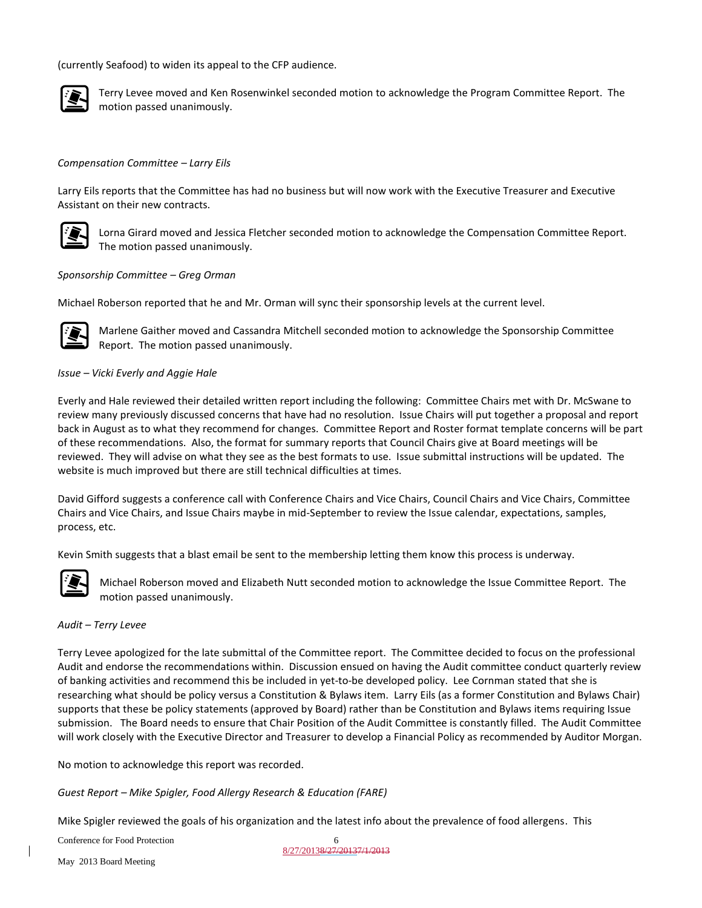(currently Seafood) to widen its appeal to the CFP audience.

Terry Levee moved and Ken Rosenwinkel seconded motion to acknowledge the Program Committee Report. The motion passed unanimously.

*Compensation Committee – Larry Eils*

Larry Eils reports that the Committee has had no business but will now work with the Executive Treasurer and Executive Assistant on their new contracts.

Lorna Girard moved and Jessica Fletcher seconded motion to acknowledge the Compensation Committee Report. The motion passed unanimously.

*Sponsorship Committee – Greg Orman*

Michael Roberson reported that he and Mr. Orman will sync their sponsorship levels at the current level.

Marlene Gaither moved and Cassandra Mitchell seconded motion to acknowledge the Sponsorship Committee Report. The motion passed unanimously.

*Issue – Vicki Everly and Aggie Hale*

Everly and Hale reviewed their detailed written report including the following: Committee Chairs met with Dr. McSwane to review many previously discussed concerns that have had no resolution. Issue Chairs will put together a proposal and report back in August as to what they recommend for changes. Committee Report and Roster format template concerns will be part of these recommendations. Also, the format for summary reports that Council Chairs give at Board meetings will be reviewed. They will advise on what they see as the best formats to use. Issue submittal instructions will be updated. The website is much improved but there are still technical difficulties at times.

David Gifford suggests a conference call with Conference Chairs and Vice Chairs, Council Chairs and Vice Chairs, Committee Chairs and Vice Chairs, and Issue Chairs maybe in mid-September to review the Issue calendar, expectations, samples, process, etc.

Kevin Smith suggests that a blast email be sent to the membership letting them know this process is underway.

Michael Roberson moved and Elizabeth Nutt seconded motion to acknowledge the Issue Committee Report. The motion passed unanimously.

*Audit – Terry Levee*

Terry Levee apologized for the late submittal of the Committee report. The Committee decided to focus on the professional Audit and endorse the recommendations within. Discussion ensued on having the Audit committee conduct quarterly review of banking activities and recommend this be included in yet-to-be developed policy. Lee Cornman stated that she is researching what should be policy versus a Constitution & Bylaws item. Larry Eils (as a former Constitution and Bylaws Chair) supports that these be policy statements (approved by Board) rather than be Constitution and Bylaws items requiring Issue submission. The Board needs to ensure that Chair Position of the Audit Committee is constantly filled. The Audit Committee will work closely with the Executive Director and Treasurer to develop a Financial Policy as recommended by Auditor Morgan.

No motion to acknowledge this report was recorded.

*Guest Report – Mike Spigler, Food Allergy Research & Education (FARE)*

Mike Spigler reviewed the goals of his organization and the latest info about the prevalence of food allergens. This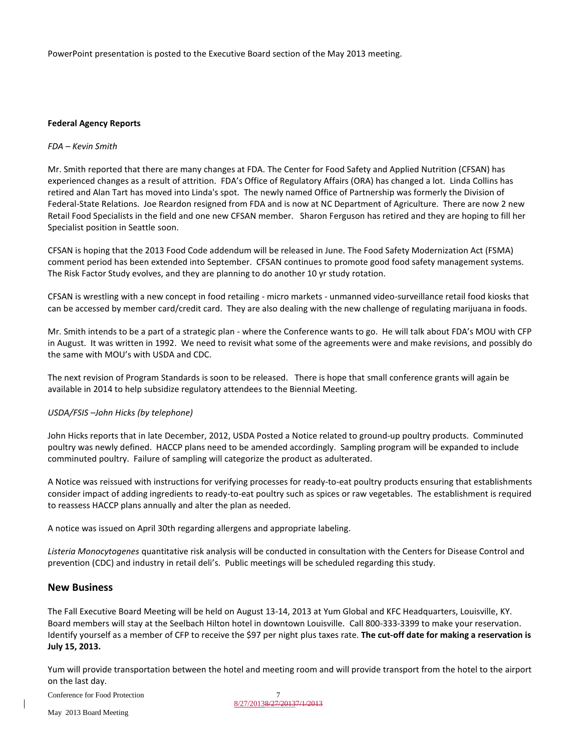PowerPoint presentation is posted to the Executive Board section of the May 2013 meeting.

**Federal Agency Reports**

*FDA – Kevin Smith*

Mr. Smith reported that there are many changes at FDA. The Center for Food Safety and Applied Nutrition (CFSAN) has experienced changes as a result of attrition. FDA's Office of Regulatory Affairs (ORA) has changed a lot. Linda Collins has retired and Alan Tart has moved into Linda's spot. The newly named Office of Partnership was formerly the Division of Federal-State Relations. Joe Reardon resigned from FDA and is now at NC Department of Agriculture. There are now 2 new Retail Food Specialists in the field and one new CFSAN member. Sharon Ferguson has retired and they are hoping to fill her Specialist position in Seattle soon.

CFSAN is hoping that the 2013 Food Code addendum will be released in June. The Food Safety Modernization Act (FSMA) comment period has been extended into September. CFSAN continues to promote good food safety management systems. The Risk Factor Study evolves, and they are planning to do another 10 yr study rotation.

CFSAN is wrestling with a new concept in food retailing - micro markets - unmanned video-surveillance retail food kiosks that can be accessed by member card/credit card. They are also dealing with the new challenge of regulating marijuana in foods.

Mr. Smith intends to be a part of a strategic plan - where the Conference wants to go. He will talk about FDA's MOU with CFP in August. It was written in 1992. We need to revisit what some of the agreements were and make revisions, and possibly do the same with MOU's with USDA and CDC.

The next revision of Program Standards is soon to be released. There is hope that small conference grants will again be available in 2014 to help subsidize regulatory attendees to the Biennial Meeting.

*USDA/FSIS –John Hicks (by telephone)*

John Hicks reports that in late December, 2012, USDA Posted a Notice related to ground-up poultry products. Comminuted poultry was newly defined. HACCP plans need to be amended accordingly. Sampling program will be expanded to include comminuted poultry. Failure of sampling will categorize the product as adulterated.

A Notice was reissued with instructions for verifying processes for ready-to-eat poultry products ensuring that establishments consider impact of adding ingredients to ready-to-eat poultry such as spices or raw vegetables. The establishment is required to reassess HACCP plans annually and alter the plan as needed.

A notice was issued on April 30th regarding allergens and appropriate labeling.

*Listeria Monocytogenes* quantitative risk analysis will be conducted in consultation with the Centers for Disease Control and prevention (CDC) and industry in retail deli's. Public meetings will be scheduled regarding this study.

## New Business

The Fall Executive Board Meeting will be held on August 13-14, 2013 at Yum Global and KFC Headquarters, Louisville, KY. Board members will stay at the Seelbach Hilton hotel in downtown Louisville. Call 800-333-3399 to make your reservation. Identify yourself as a member of CFP to receive the $97 per night plus taxes rate. **The cut-off date for making a reservation is July 15, 2013.**

Yum will provide transportation between the hotel and meeting room and will provide transport from the hotel to the airport on the last day.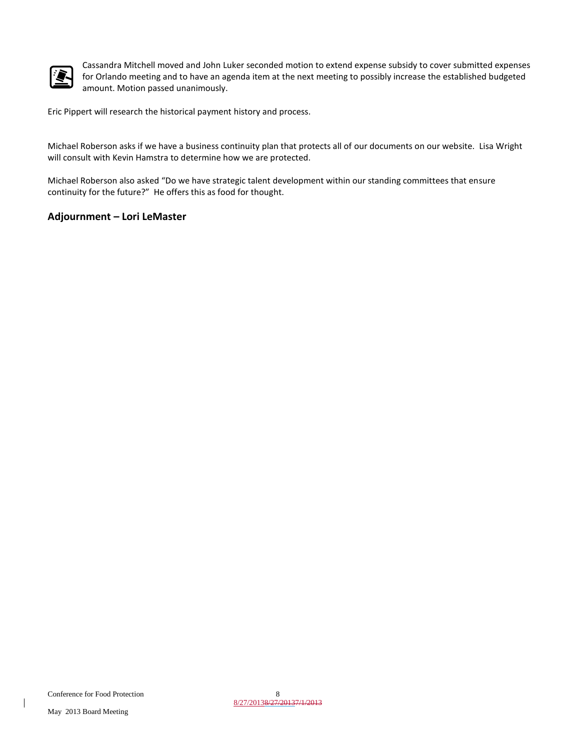Cassandra Mitchell moved and John Luker seconded motion to extend expense subsidy to cover submitted expenses for Orlando meeting and to have an agenda item at the next meeting to possibly increase the established budgeted amount. Motion passed unanimously.

Eric Pippert will research the historical payment history and process.

Michael Roberson asks if we have a business continuity plan that protects all of our documents on our website. Lisa Wright will consult with Kevin Hamstra to determine how we are protected.

Michael Roberson also asked "Do we have strategic talent development within our standing committees that ensure continuity for the future?" He offers this as food for thought.

## Adjournment – Lori LeMaster